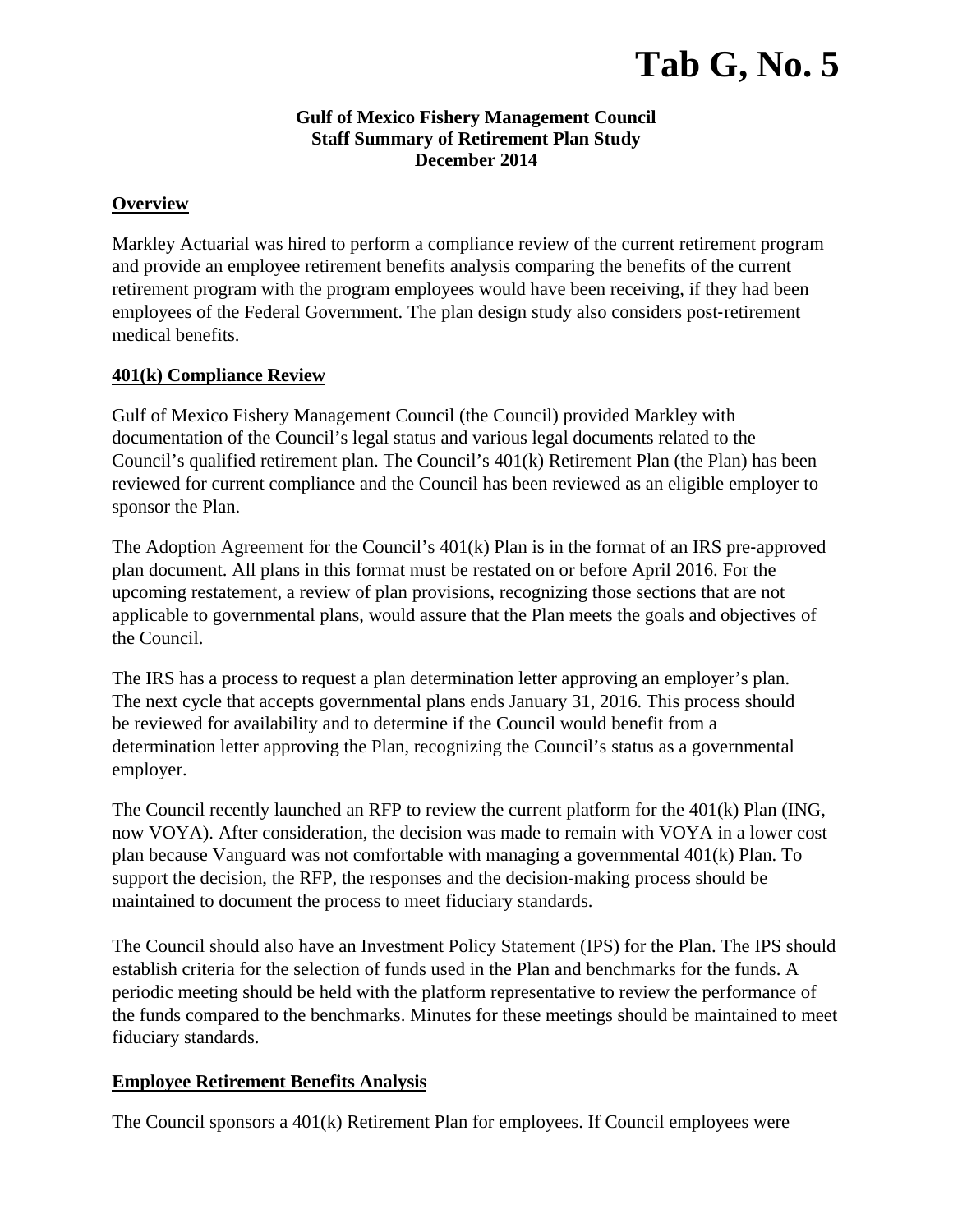# Tab G, No. 5

**Gulf of Mexico Fishery Management Council**
**Staff Summary of Retirement Plan Study**
**December 2014**

## Overview

Markley Actuarial was hired to perform a compliance review of the current retirement program and provide an employee retirement benefits analysis comparing the benefits of the current retirement program with the program employees would have been receiving, if they had been employees of the Federal Government. The plan design study also considers post-retirement medical benefits.

## 401(k) Compliance Review

Gulf of Mexico Fishery Management Council (the Council) provided Markley with documentation of the Council's legal status and various legal documents related to the Council's qualified retirement plan. The Council's 401(k) Retirement Plan (the Plan) has been reviewed for current compliance and the Council has been reviewed as an eligible employer to sponsor the Plan.

The Adoption Agreement for the Council's 401(k) Plan is in the format of an IRS pre-approved plan document. All plans in this format must be restated on or before April 2016. For the upcoming restatement, a review of plan provisions, recognizing those sections that are not applicable to governmental plans, would assure that the Plan meets the goals and objectives of the Council.

The IRS has a process to request a plan determination letter approving an employer's plan. The next cycle that accepts governmental plans ends January 31, 2016. This process should be reviewed for availability and to determine if the Council would benefit from a determination letter approving the Plan, recognizing the Council's status as a governmental employer.

The Council recently launched an RFP to review the current platform for the 401(k) Plan (ING, now VOYA). After consideration, the decision was made to remain with VOYA in a lower cost plan because Vanguard was not comfortable with managing a governmental 401(k) Plan. To support the decision, the RFP, the responses and the decision-making process should be maintained to document the process to meet fiduciary standards.

The Council should also have an Investment Policy Statement (IPS) for the Plan. The IPS should establish criteria for the selection of funds used in the Plan and benchmarks for the funds. A periodic meeting should be held with the platform representative to review the performance of the funds compared to the benchmarks. Minutes for these meetings should be maintained to meet fiduciary standards.

## Employee Retirement Benefits Analysis

The Council sponsors a 401(k) Retirement Plan for employees. If Council employees were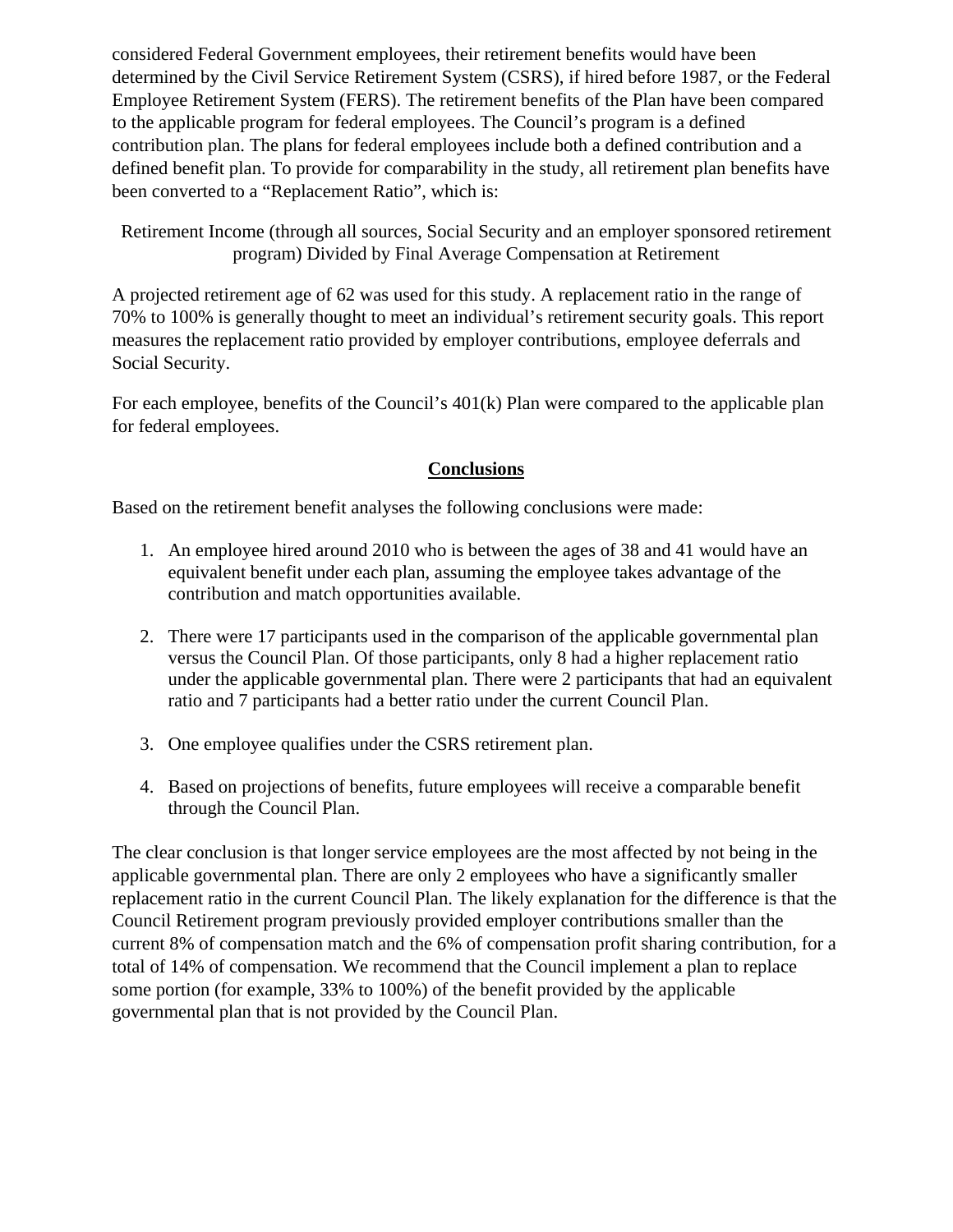considered Federal Government employees, their retirement benefits would have been determined by the Civil Service Retirement System (CSRS), if hired before 1987, or the Federal Employee Retirement System (FERS). The retirement benefits of the Plan have been compared to the applicable program for federal employees. The Council's program is a defined contribution plan. The plans for federal employees include both a defined contribution and a defined benefit plan. To provide for comparability in the study, all retirement plan benefits have been converted to a "Replacement Ratio", which is:

Retirement Income (through all sources, Social Security and an employer sponsored retirement program) Divided by Final Average Compensation at Retirement

A projected retirement age of 62 was used for this study. A replacement ratio in the range of 70% to 100% is generally thought to meet an individual's retirement security goals. This report measures the replacement ratio provided by employer contributions, employee deferrals and Social Security.

For each employee, benefits of the Council's 401(k) Plan were compared to the applicable plan for federal employees.

## Conclusions

Based on the retirement benefit analyses the following conclusions were made:

1. An employee hired around 2010 who is between the ages of 38 and 41 would have an equivalent benefit under each plan, assuming the employee takes advantage of the contribution and match opportunities available.

2. There were 17 participants used in the comparison of the applicable governmental plan versus the Council Plan. Of those participants, only 8 had a higher replacement ratio under the applicable governmental plan. There were 2 participants that had an equivalent ratio and 7 participants had a better ratio under the current Council Plan.

3. One employee qualifies under the CSRS retirement plan.

4. Based on projections of benefits, future employees will receive a comparable benefit through the Council Plan.

The clear conclusion is that longer service employees are the most affected by not being in the applicable governmental plan. There are only 2 employees who have a significantly smaller replacement ratio in the current Council Plan. The likely explanation for the difference is that the Council Retirement program previously provided employer contributions smaller than the current 8% of compensation match and the 6% of compensation profit sharing contribution, for a total of 14% of compensation. We recommend that the Council implement a plan to replace some portion (for example, 33% to 100%) of the benefit provided by the applicable governmental plan that is not provided by the Council Plan.